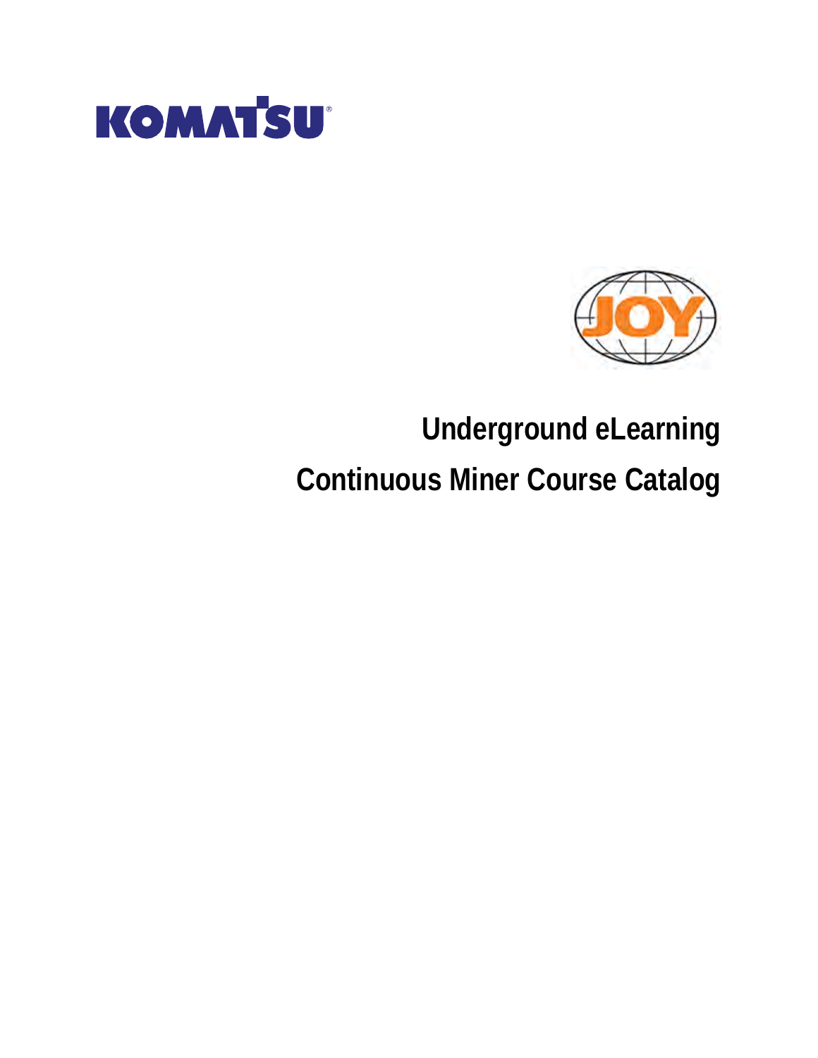# Underground eLearning

# Continuous Miner Course Catalog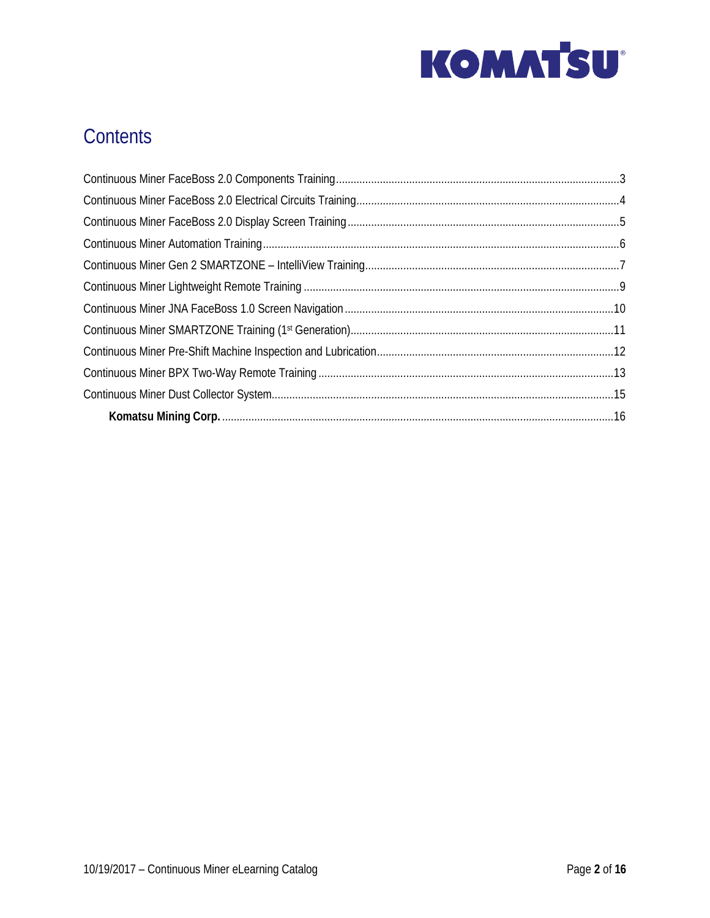# Contents

Continuous Miner FaceBoss 2.0 Components Training ........................................ 3

Continuous Miner FaceBoss 2.0 Electrical Circuits Training ........................................ 4

Continuous Miner FaceBoss 2.0 Display Screen Training ........................................ 5

Continuous Miner Automation Training ........................................ 6

Continuous Miner Gen 2 SMARTZONE – IntelliView Training ........................................ 7

Continuous Miner Lightweight Remote Training ........................................ 9

Continuous Miner JNA FaceBoss 1.0 Screen Navigation ........................................ 10

Continuous Miner SMARTZONE Training (1st Generation) ........................................ 11

Continuous Miner Pre-Shift Machine Inspection and Lubrication ........................................ 12

Continuous Miner BPX Two-Way Remote Training ........................................ 13

Continuous Miner Dust Collector System ........................................ 15

**Komatsu Mining Corp.** ........................................ 16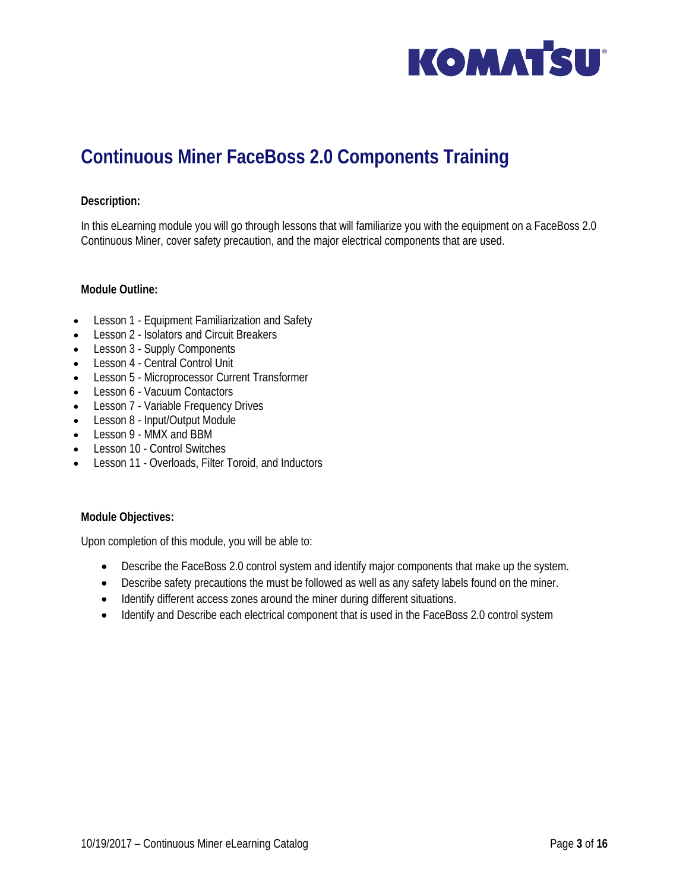# Continuous Miner FaceBoss 2.0 Components Training

**Description:**

In this eLearning module you will go through lessons that will familiarize you with the equipment on a FaceBoss 2.0 Continuous Miner, cover safety precaution, and the major electrical components that are used.

**Module Outline:**

- Lesson 1 - Equipment Familiarization and Safety
- Lesson 2 - Isolators and Circuit Breakers
- Lesson 3 - Supply Components
- Lesson 4 - Central Control Unit
- Lesson 5 - Microprocessor Current Transformer
- Lesson 6 - Vacuum Contactors
- Lesson 7 - Variable Frequency Drives
- Lesson 8 - Input/Output Module
- Lesson 9 - MMX and BBM
- Lesson 10 - Control Switches
- Lesson 11 - Overloads, Filter Toroid, and Inductors

**Module Objectives:**

Upon completion of this module, you will be able to:

- Describe the FaceBoss 2.0 control system and identify major components that make up the system.
- Describe safety precautions the must be followed as well as any safety labels found on the miner.
- Identify different access zones around the miner during different situations.
- Identify and Describe each electrical component that is used in the FaceBoss 2.0 control system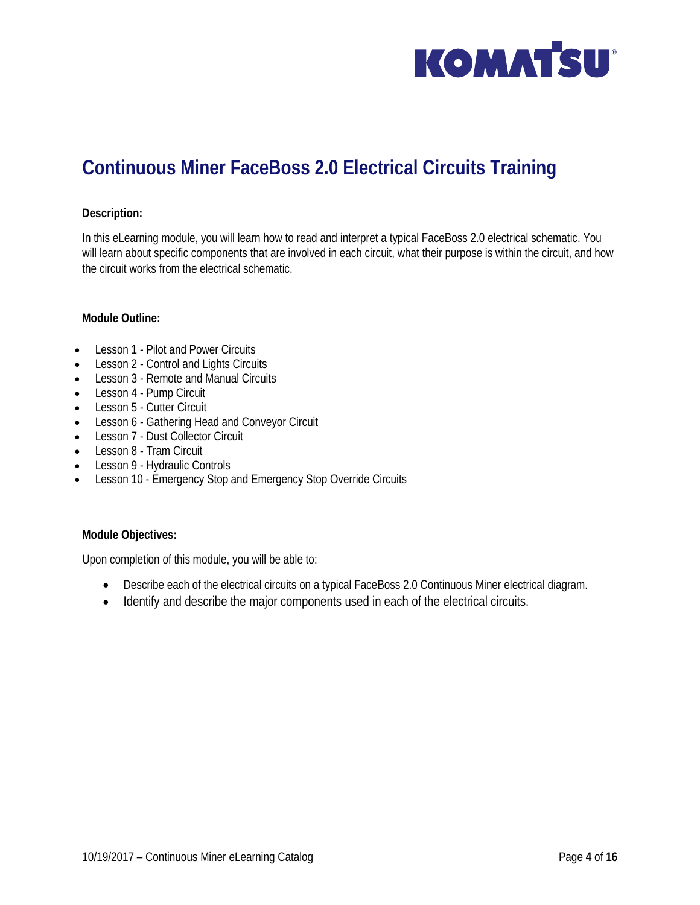# Continuous Miner FaceBoss 2.0 Electrical Circuits Training

**Description:**

In this eLearning module, you will learn how to read and interpret a typical FaceBoss 2.0 electrical schematic. You will learn about specific components that are involved in each circuit, what their purpose is within the circuit, and how the circuit works from the electrical schematic.

**Module Outline:**

- Lesson 1 - Pilot and Power Circuits
- Lesson 2 - Control and Lights Circuits
- Lesson 3 - Remote and Manual Circuits
- Lesson 4 - Pump Circuit
- Lesson 5 - Cutter Circuit
- Lesson 6 - Gathering Head and Conveyor Circuit
- Lesson 7 - Dust Collector Circuit
- Lesson 8 - Tram Circuit
- Lesson 9 - Hydraulic Controls
- Lesson 10 - Emergency Stop and Emergency Stop Override Circuits

**Module Objectives:**

Upon completion of this module, you will be able to:

- Describe each of the electrical circuits on a typical FaceBoss 2.0 Continuous Miner electrical diagram.
- Identify and describe the major components used in each of the electrical circuits.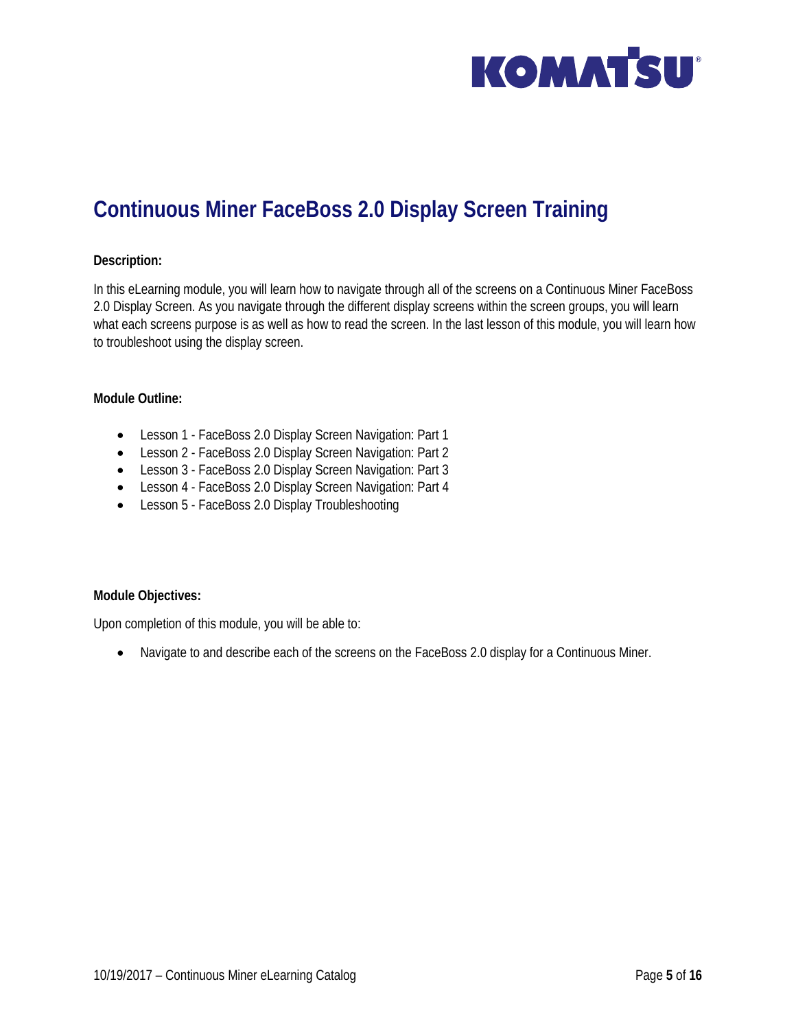# Continuous Miner FaceBoss 2.0 Display Screen Training

**Description:**

In this eLearning module, you will learn how to navigate through all of the screens on a Continuous Miner FaceBoss 2.0 Display Screen. As you navigate through the different display screens within the screen groups, you will learn what each screens purpose is as well as how to read the screen. In the last lesson of this module, you will learn how to troubleshoot using the display screen.

**Module Outline:**

- Lesson 1 - FaceBoss 2.0 Display Screen Navigation: Part 1
- Lesson 2 - FaceBoss 2.0 Display Screen Navigation: Part 2
- Lesson 3 - FaceBoss 2.0 Display Screen Navigation: Part 3
- Lesson 4 - FaceBoss 2.0 Display Screen Navigation: Part 4
- Lesson 5 - FaceBoss 2.0 Display Troubleshooting

**Module Objectives:**

Upon completion of this module, you will be able to:

- Navigate to and describe each of the screens on the FaceBoss 2.0 display for a Continuous Miner.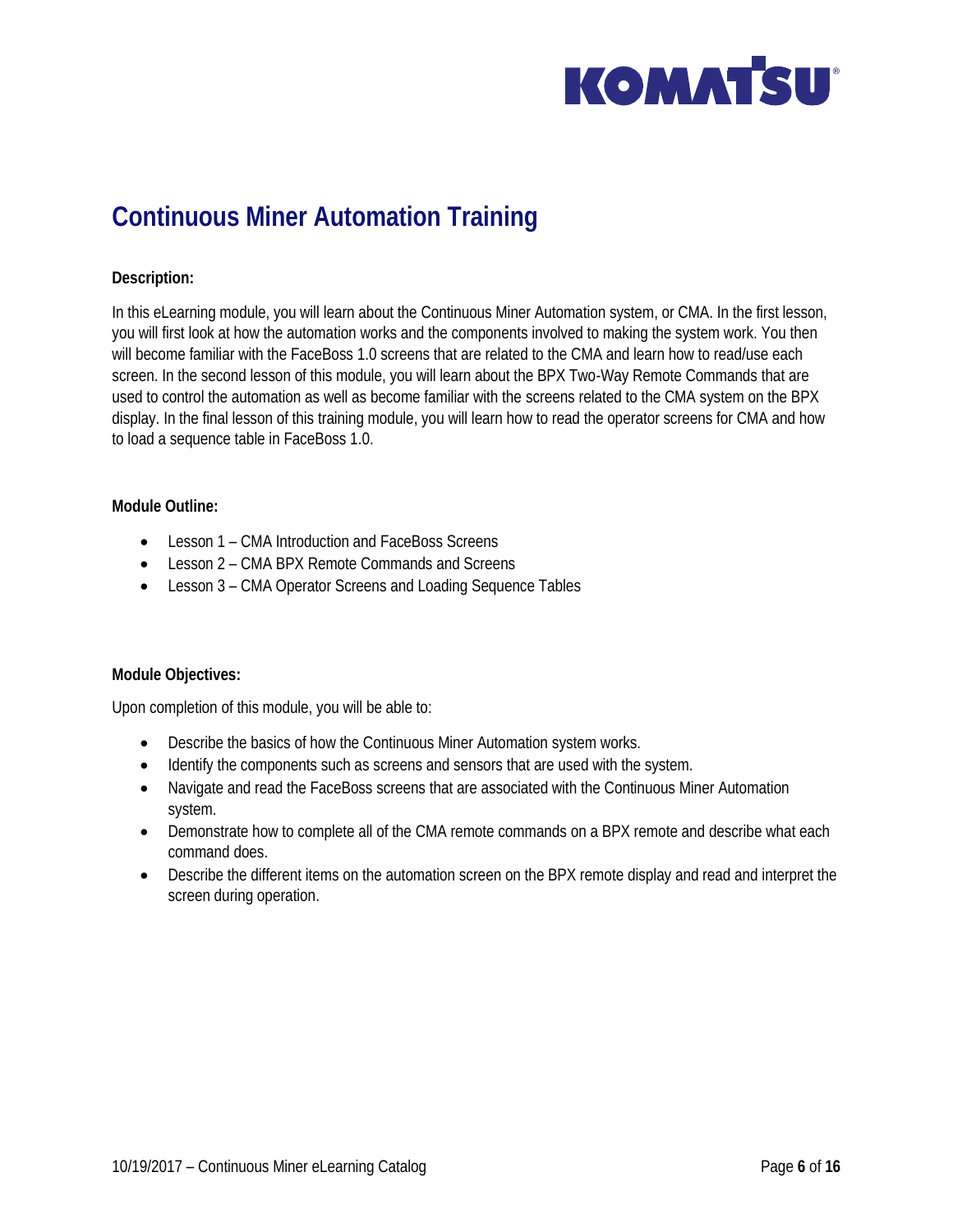# Continuous Miner Automation Training

**Description:**

In this eLearning module, you will learn about the Continuous Miner Automation system, or CMA. In the first lesson, you will first look at how the automation works and the components involved to making the system work. You then will become familiar with the FaceBoss 1.0 screens that are related to the CMA and learn how to read/use each screen. In the second lesson of this module, you will learn about the BPX Two-Way Remote Commands that are used to control the automation as well as become familiar with the screens related to the CMA system on the BPX display. In the final lesson of this training module, you will learn how to read the operator screens for CMA and how to load a sequence table in FaceBoss 1.0.

**Module Outline:**

- Lesson 1 – CMA Introduction and FaceBoss Screens
- Lesson 2 – CMA BPX Remote Commands and Screens
- Lesson 3 – CMA Operator Screens and Loading Sequence Tables

**Module Objectives:**

Upon completion of this module, you will be able to:

- Describe the basics of how the Continuous Miner Automation system works.
- Identify the components such as screens and sensors that are used with the system.
- Navigate and read the FaceBoss screens that are associated with the Continuous Miner Automation system.
- Demonstrate how to complete all of the CMA remote commands on a BPX remote and describe what each command does.
- Describe the different items on the automation screen on the BPX remote display and read and interpret the screen during operation.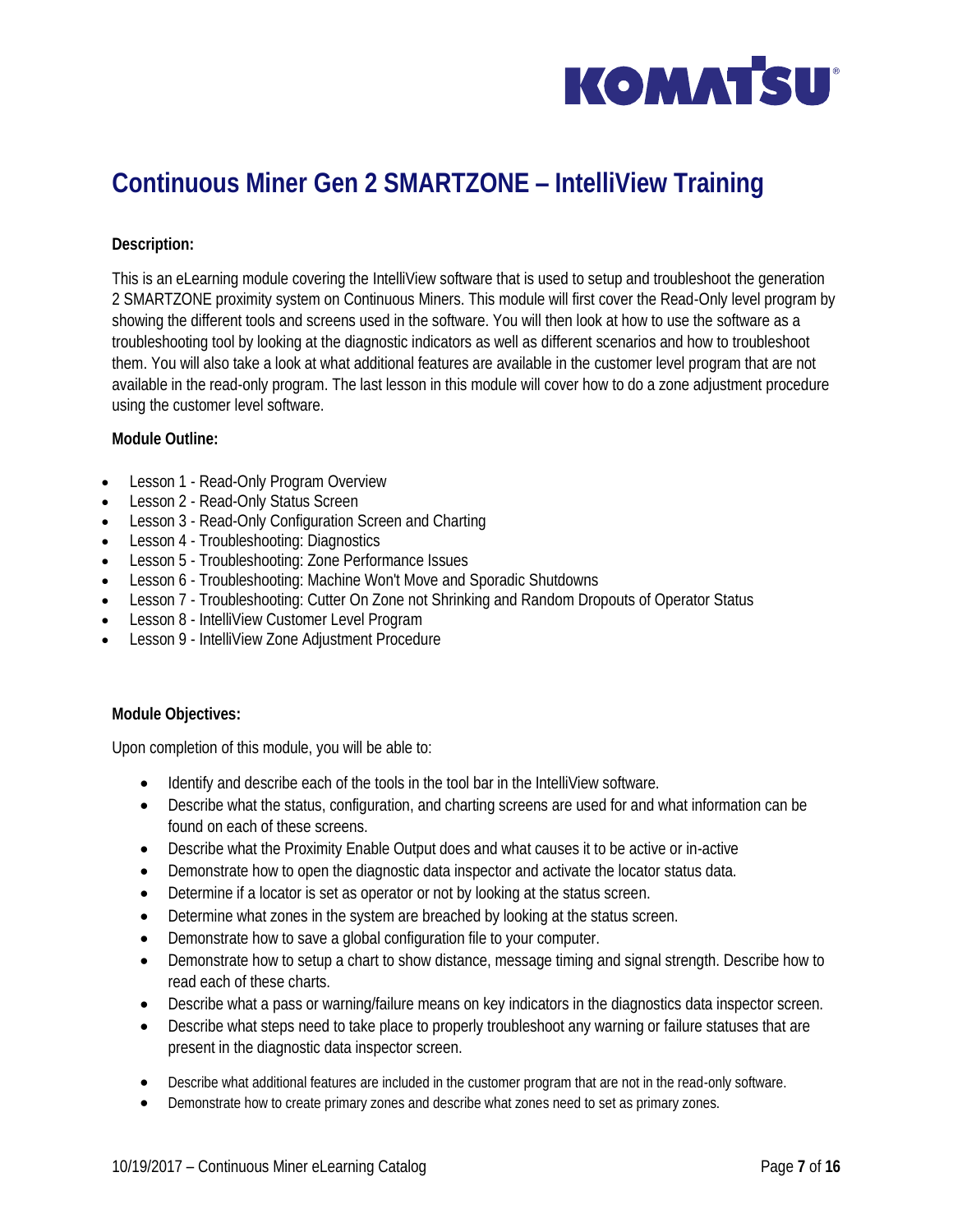# Continuous Miner Gen 2 SMARTZONE – IntelliView Training

**Description:**

This is an eLearning module covering the IntelliView software that is used to setup and troubleshoot the generation 2 SMARTZONE proximity system on Continuous Miners. This module will first cover the Read-Only level program by showing the different tools and screens used in the software. You will then look at how to use the software as a troubleshooting tool by looking at the diagnostic indicators as well as different scenarios and how to troubleshoot them. You will also take a look at what additional features are available in the customer level program that are not available in the read-only program. The last lesson in this module will cover how to do a zone adjustment procedure using the customer level software.

**Module Outline:**

- Lesson 1 - Read-Only Program Overview
- Lesson 2 - Read-Only Status Screen
- Lesson 3 - Read-Only Configuration Screen and Charting
- Lesson 4 - Troubleshooting: Diagnostics
- Lesson 5 - Troubleshooting: Zone Performance Issues
- Lesson 6 - Troubleshooting: Machine Won't Move and Sporadic Shutdowns
- Lesson 7 - Troubleshooting: Cutter On Zone not Shrinking and Random Dropouts of Operator Status
- Lesson 8 - IntelliView Customer Level Program
- Lesson 9 - IntelliView Zone Adjustment Procedure

**Module Objectives:**

Upon completion of this module, you will be able to:

- Identify and describe each of the tools in the tool bar in the IntelliView software.
- Describe what the status, configuration, and charting screens are used for and what information can be found on each of these screens.
- Describe what the Proximity Enable Output does and what causes it to be active or in-active
- Demonstrate how to open the diagnostic data inspector and activate the locator status data.
- Determine if a locator is set as operator or not by looking at the status screen.
- Determine what zones in the system are breached by looking at the status screen.
- Demonstrate how to save a global configuration file to your computer.
- Demonstrate how to setup a chart to show distance, message timing and signal strength. Describe how to read each of these charts.
- Describe what a pass or warning/failure means on key indicators in the diagnostics data inspector screen.
- Describe what steps need to take place to properly troubleshoot any warning or failure statuses that are present in the diagnostic data inspector screen.
- Describe what additional features are included in the customer program that are not in the read-only software.
- Demonstrate how to create primary zones and describe what zones need to set as primary zones.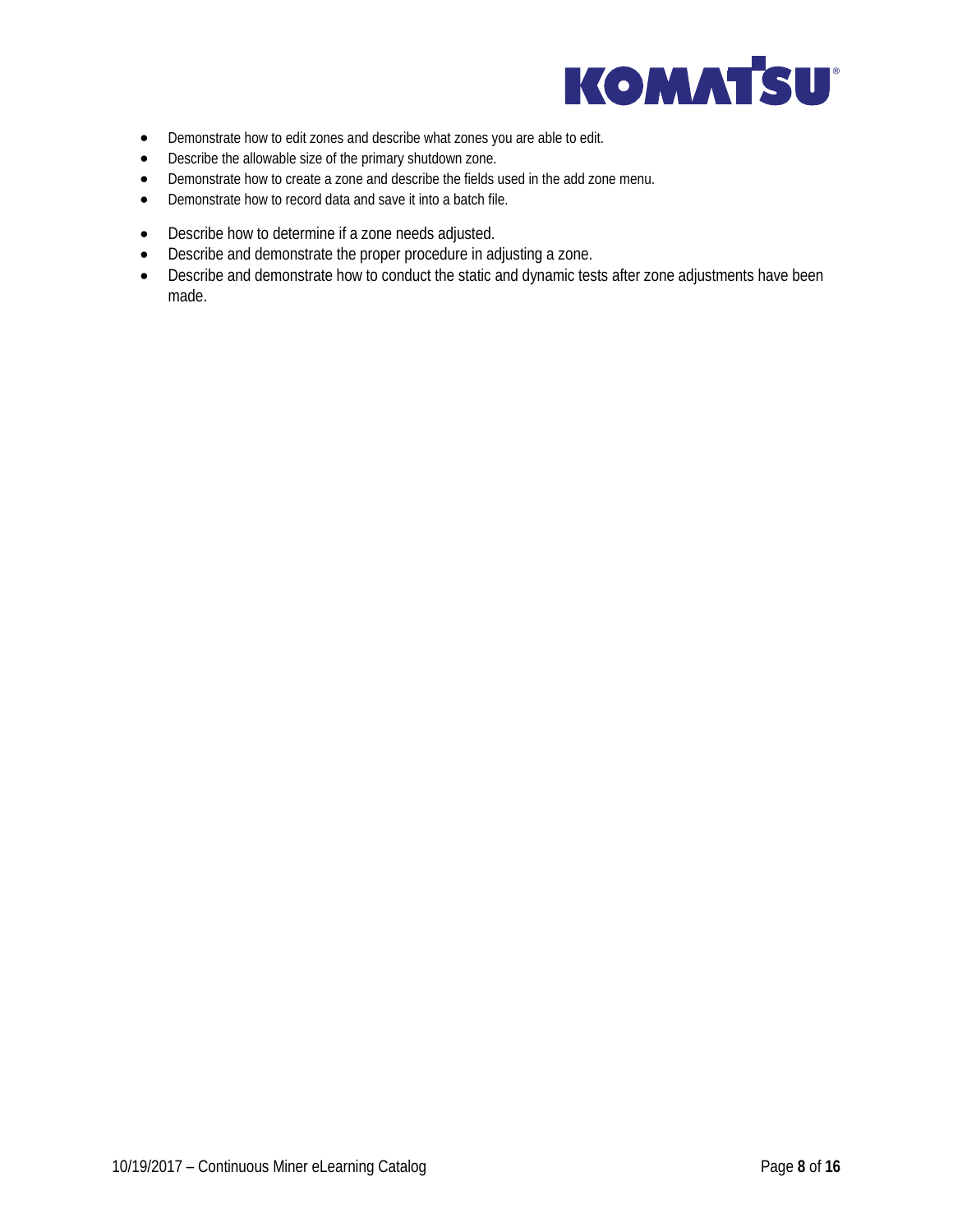- Demonstrate how to edit zones and describe what zones you are able to edit.
- Describe the allowable size of the primary shutdown zone.
- Demonstrate how to create a zone and describe the fields used in the add zone menu.
- Demonstrate how to record data and save it into a batch file.

- Describe how to determine if a zone needs adjusted.
- Describe and demonstrate the proper procedure in adjusting a zone.
- Describe and demonstrate how to conduct the static and dynamic tests after zone adjustments have been made.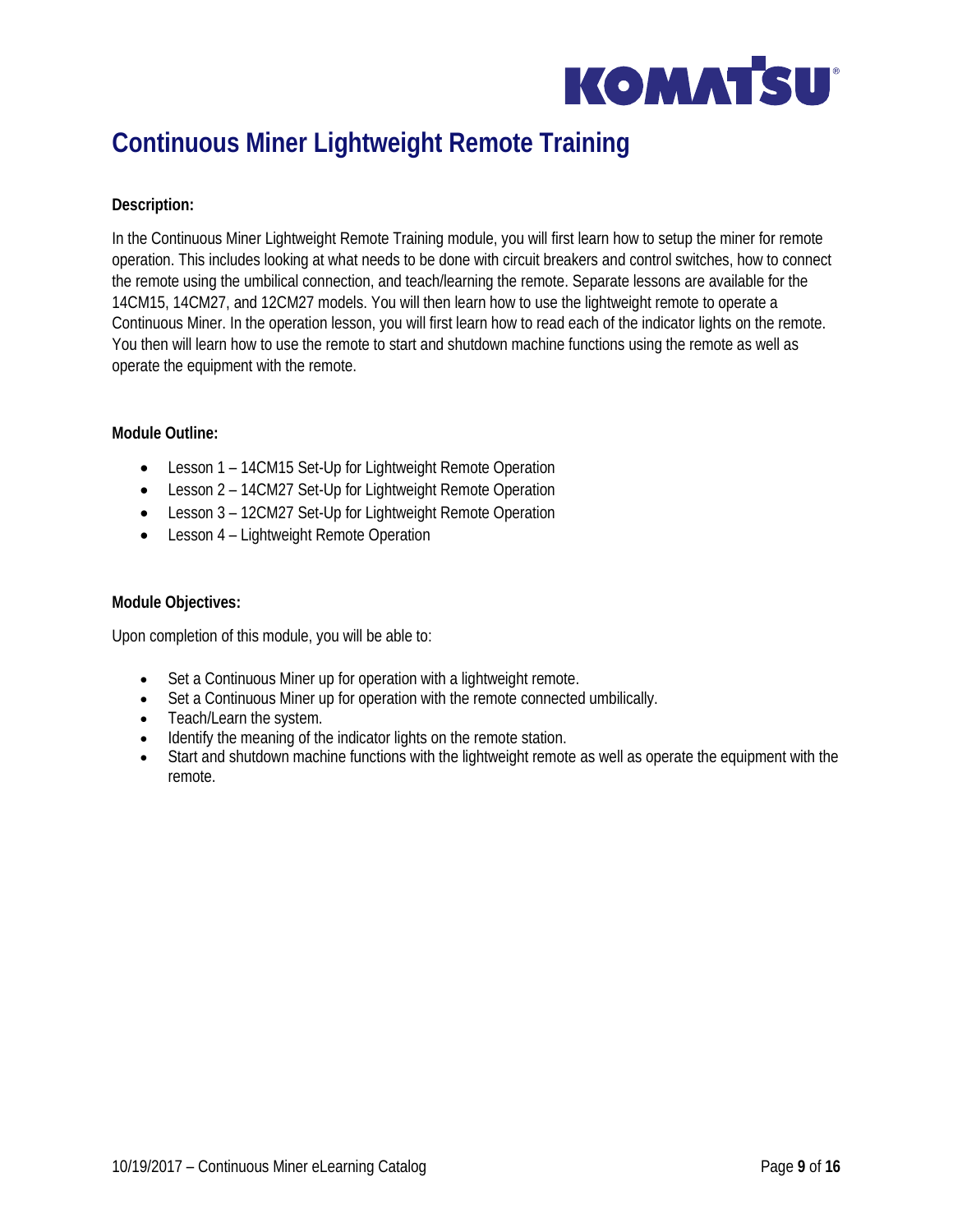# Continuous Miner Lightweight Remote Training

**Description:**

In the Continuous Miner Lightweight Remote Training module, you will first learn how to setup the miner for remote operation. This includes looking at what needs to be done with circuit breakers and control switches, how to connect the remote using the umbilical connection, and teach/learning the remote. Separate lessons are available for the 14CM15, 14CM27, and 12CM27 models. You will then learn how to use the lightweight remote to operate a Continuous Miner. In the operation lesson, you will first learn how to read each of the indicator lights on the remote. You then will learn how to use the remote to start and shutdown machine functions using the remote as well as operate the equipment with the remote.

**Module Outline:**

- Lesson 1 – 14CM15 Set-Up for Lightweight Remote Operation
- Lesson 2 – 14CM27 Set-Up for Lightweight Remote Operation
- Lesson 3 – 12CM27 Set-Up for Lightweight Remote Operation
- Lesson 4 – Lightweight Remote Operation

**Module Objectives:**

Upon completion of this module, you will be able to:

- Set a Continuous Miner up for operation with a lightweight remote.
- Set a Continuous Miner up for operation with the remote connected umbilically.
- Teach/Learn the system.
- Identify the meaning of the indicator lights on the remote station.
- Start and shutdown machine functions with the lightweight remote as well as operate the equipment with the remote.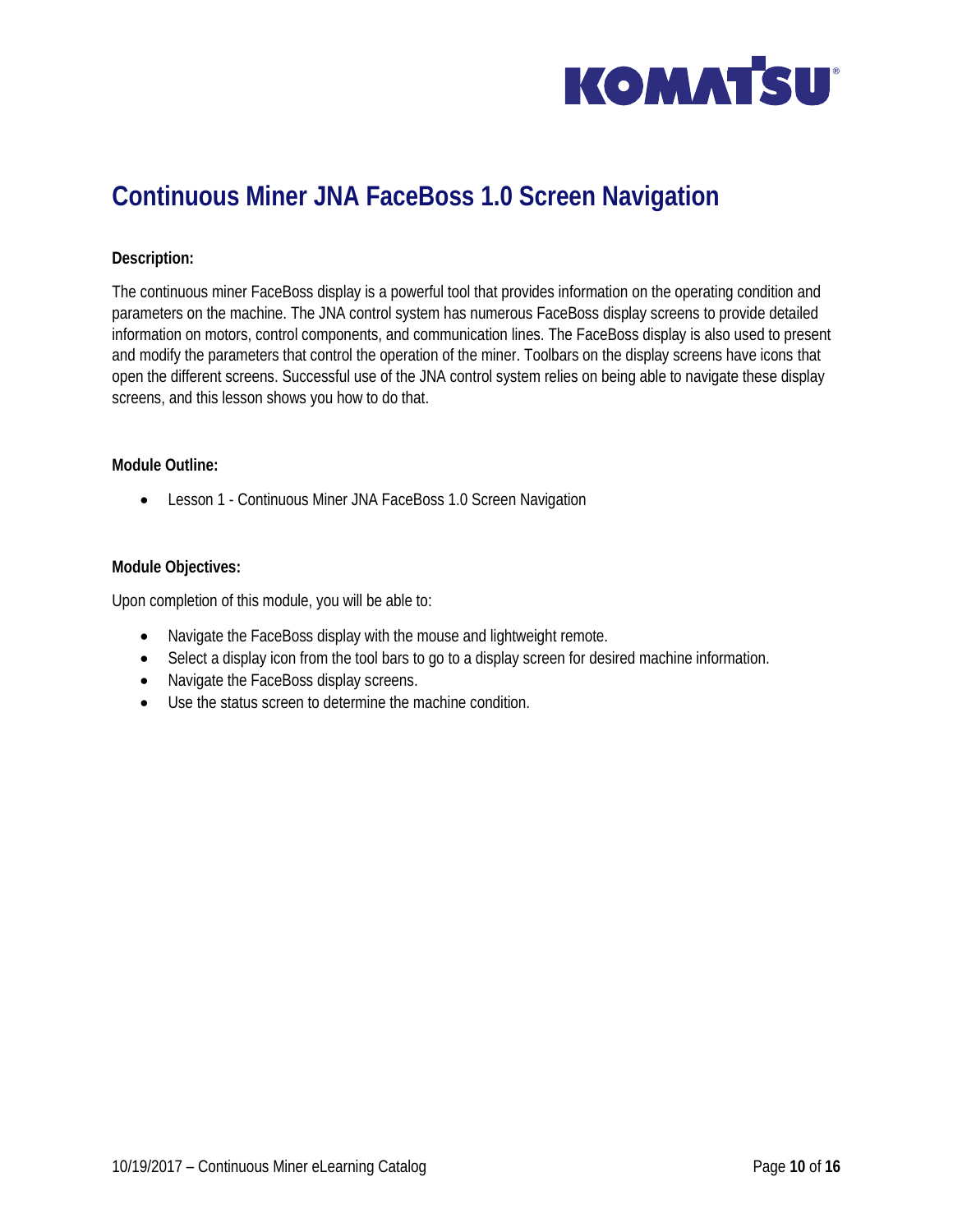# Continuous Miner JNA FaceBoss 1.0 Screen Navigation

**Description:**

The continuous miner FaceBoss display is a powerful tool that provides information on the operating condition and parameters on the machine. The JNA control system has numerous FaceBoss display screens to provide detailed information on motors, control components, and communication lines. The FaceBoss display is also used to present and modify the parameters that control the operation of the miner. Toolbars on the display screens have icons that open the different screens. Successful use of the JNA control system relies on being able to navigate these display screens, and this lesson shows you how to do that.

**Module Outline:**

- Lesson 1 - Continuous Miner JNA FaceBoss 1.0 Screen Navigation

**Module Objectives:**

Upon completion of this module, you will be able to:

- Navigate the FaceBoss display with the mouse and lightweight remote.
- Select a display icon from the tool bars to go to a display screen for desired machine information.
- Navigate the FaceBoss display screens.
- Use the status screen to determine the machine condition.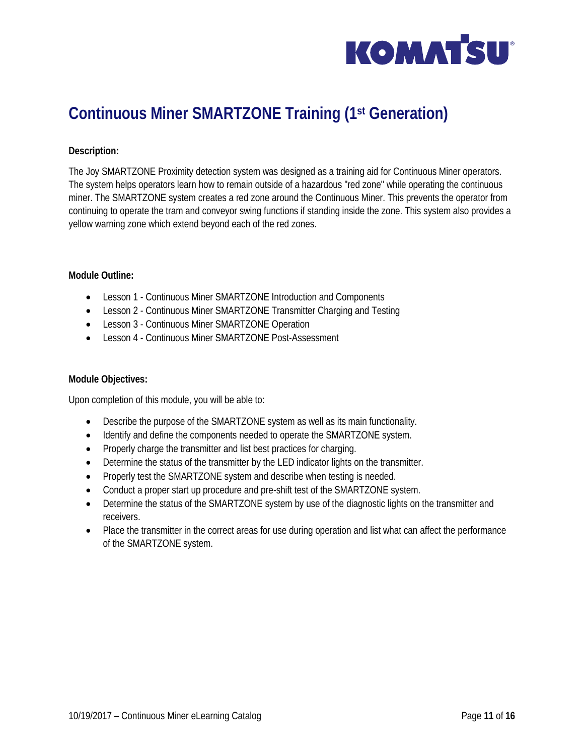# Continuous Miner SMARTZONE Training (1st Generation)

**Description:**

The Joy SMARTZONE Proximity detection system was designed as a training aid for Continuous Miner operators. The system helps operators learn how to remain outside of a hazardous "red zone" while operating the continuous miner. The SMARTZONE system creates a red zone around the Continuous Miner. This prevents the operator from continuing to operate the tram and conveyor swing functions if standing inside the zone. This system also provides a yellow warning zone which extend beyond each of the red zones.

**Module Outline:**

- Lesson 1 - Continuous Miner SMARTZONE Introduction and Components
- Lesson 2 - Continuous Miner SMARTZONE Transmitter Charging and Testing
- Lesson 3 - Continuous Miner SMARTZONE Operation
- Lesson 4 - Continuous Miner SMARTZONE Post-Assessment

**Module Objectives:**

Upon completion of this module, you will be able to:

- Describe the purpose of the SMARTZONE system as well as its main functionality.
- Identify and define the components needed to operate the SMARTZONE system.
- Properly charge the transmitter and list best practices for charging.
- Determine the status of the transmitter by the LED indicator lights on the transmitter.
- Properly test the SMARTZONE system and describe when testing is needed.
- Conduct a proper start up procedure and pre-shift test of the SMARTZONE system.
- Determine the status of the SMARTZONE system by use of the diagnostic lights on the transmitter and receivers.
- Place the transmitter in the correct areas for use during operation and list what can affect the performance of the SMARTZONE system.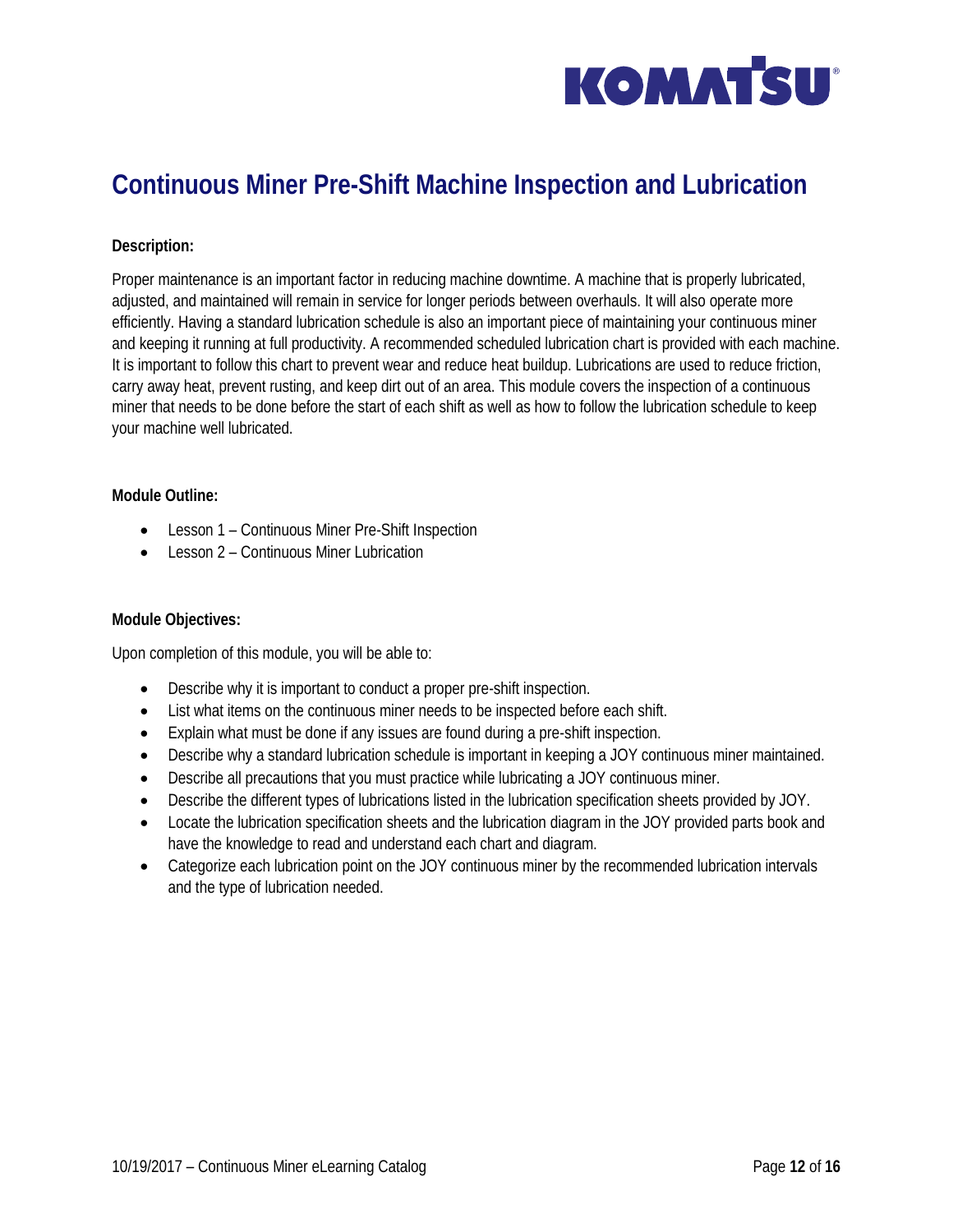# Continuous Miner Pre-Shift Machine Inspection and Lubrication

**Description:**

Proper maintenance is an important factor in reducing machine downtime. A machine that is properly lubricated, adjusted, and maintained will remain in service for longer periods between overhauls. It will also operate more efficiently. Having a standard lubrication schedule is also an important piece of maintaining your continuous miner and keeping it running at full productivity. A recommended scheduled lubrication chart is provided with each machine. It is important to follow this chart to prevent wear and reduce heat buildup. Lubrications are used to reduce friction, carry away heat, prevent rusting, and keep dirt out of an area. This module covers the inspection of a continuous miner that needs to be done before the start of each shift as well as how to follow the lubrication schedule to keep your machine well lubricated.

**Module Outline:**

- Lesson 1 – Continuous Miner Pre-Shift Inspection
- Lesson 2 – Continuous Miner Lubrication

**Module Objectives:**

Upon completion of this module, you will be able to:

- Describe why it is important to conduct a proper pre-shift inspection.
- List what items on the continuous miner needs to be inspected before each shift.
- Explain what must be done if any issues are found during a pre-shift inspection.
- Describe why a standard lubrication schedule is important in keeping a JOY continuous miner maintained.
- Describe all precautions that you must practice while lubricating a JOY continuous miner.
- Describe the different types of lubrications listed in the lubrication specification sheets provided by JOY.
- Locate the lubrication specification sheets and the lubrication diagram in the JOY provided parts book and have the knowledge to read and understand each chart and diagram.
- Categorize each lubrication point on the JOY continuous miner by the recommended lubrication intervals and the type of lubrication needed.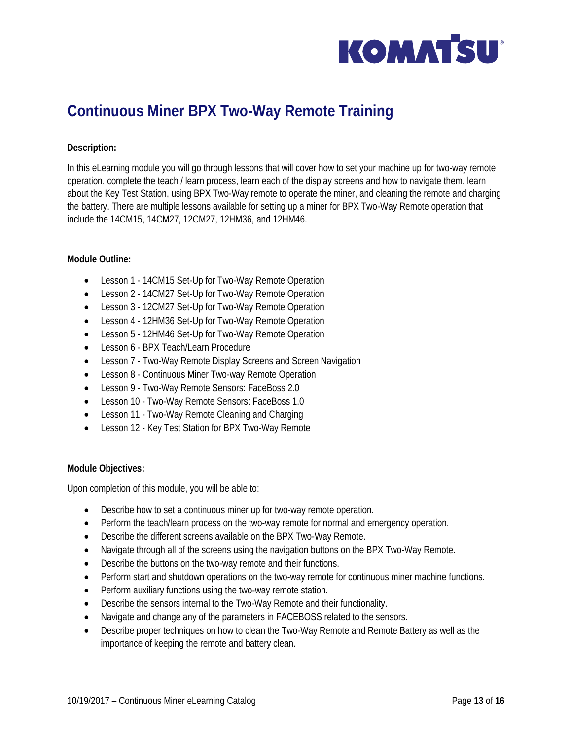# Continuous Miner BPX Two-Way Remote Training

**Description:**

In this eLearning module you will go through lessons that will cover how to set your machine up for two-way remote operation, complete the teach / learn process, learn each of the display screens and how to navigate them, learn about the Key Test Station, using BPX Two-Way remote to operate the miner, and cleaning the remote and charging the battery. There are multiple lessons available for setting up a miner for BPX Two-Way Remote operation that include the 14CM15, 14CM27, 12CM27, 12HM36, and 12HM46.

**Module Outline:**

- Lesson 1 - 14CM15 Set-Up for Two-Way Remote Operation
- Lesson 2 - 14CM27 Set-Up for Two-Way Remote Operation
- Lesson 3 - 12CM27 Set-Up for Two-Way Remote Operation
- Lesson 4 - 12HM36 Set-Up for Two-Way Remote Operation
- Lesson 5 - 12HM46 Set-Up for Two-Way Remote Operation
- Lesson 6 - BPX Teach/Learn Procedure
- Lesson 7 - Two-Way Remote Display Screens and Screen Navigation
- Lesson 8 - Continuous Miner Two-way Remote Operation
- Lesson 9 - Two-Way Remote Sensors: FaceBoss 2.0
- Lesson 10 - Two-Way Remote Sensors: FaceBoss 1.0
- Lesson 11 - Two-Way Remote Cleaning and Charging
- Lesson 12 - Key Test Station for BPX Two-Way Remote

**Module Objectives:**

Upon completion of this module, you will be able to:

- Describe how to set a continuous miner up for two-way remote operation.
- Perform the teach/learn process on the two-way remote for normal and emergency operation.
- Describe the different screens available on the BPX Two-Way Remote.
- Navigate through all of the screens using the navigation buttons on the BPX Two-Way Remote.
- Describe the buttons on the two-way remote and their functions.
- Perform start and shutdown operations on the two-way remote for continuous miner machine functions.
- Perform auxiliary functions using the two-way remote station.
- Describe the sensors internal to the Two-Way Remote and their functionality.
- Navigate and change any of the parameters in FACEBOSS related to the sensors.
- Describe proper techniques on how to clean the Two-Way Remote and Remote Battery as well as the importance of keeping the remote and battery clean.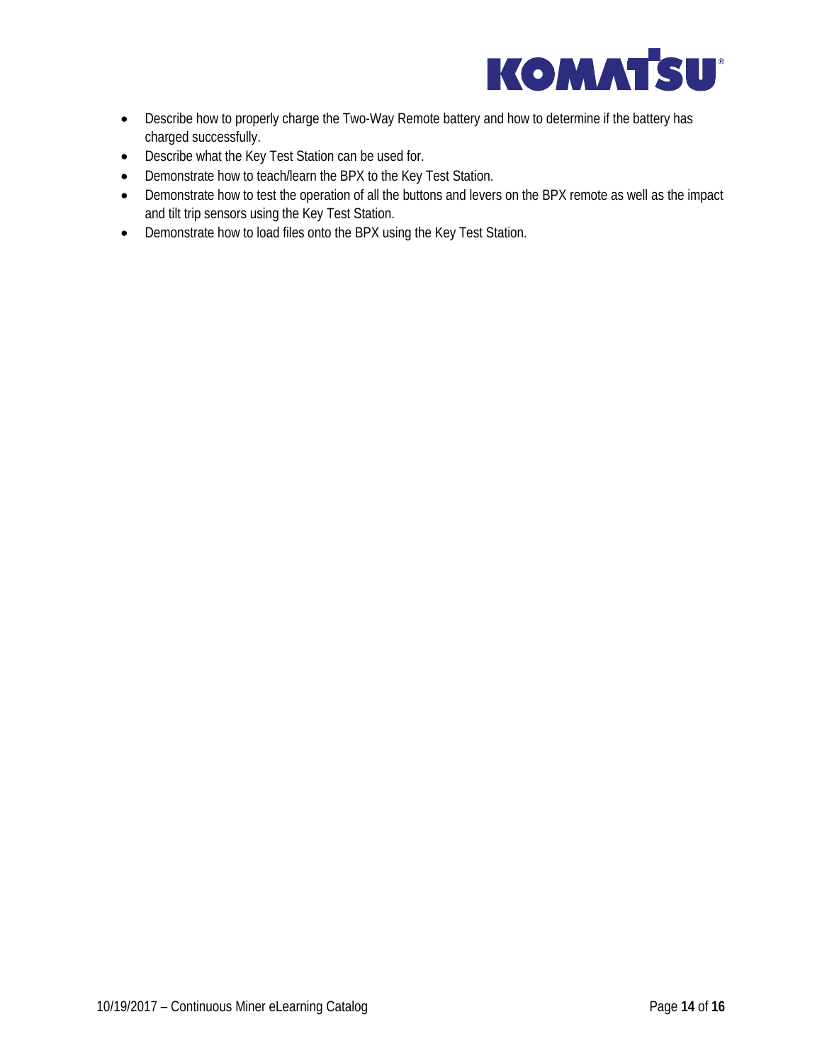- Describe how to properly charge the Two-Way Remote battery and how to determine if the battery has charged successfully.
- Describe what the Key Test Station can be used for.
- Demonstrate how to teach/learn the BPX to the Key Test Station.
- Demonstrate how to test the operation of all the buttons and levers on the BPX remote as well as the impact and tilt trip sensors using the Key Test Station.
- Demonstrate how to load files onto the BPX using the Key Test Station.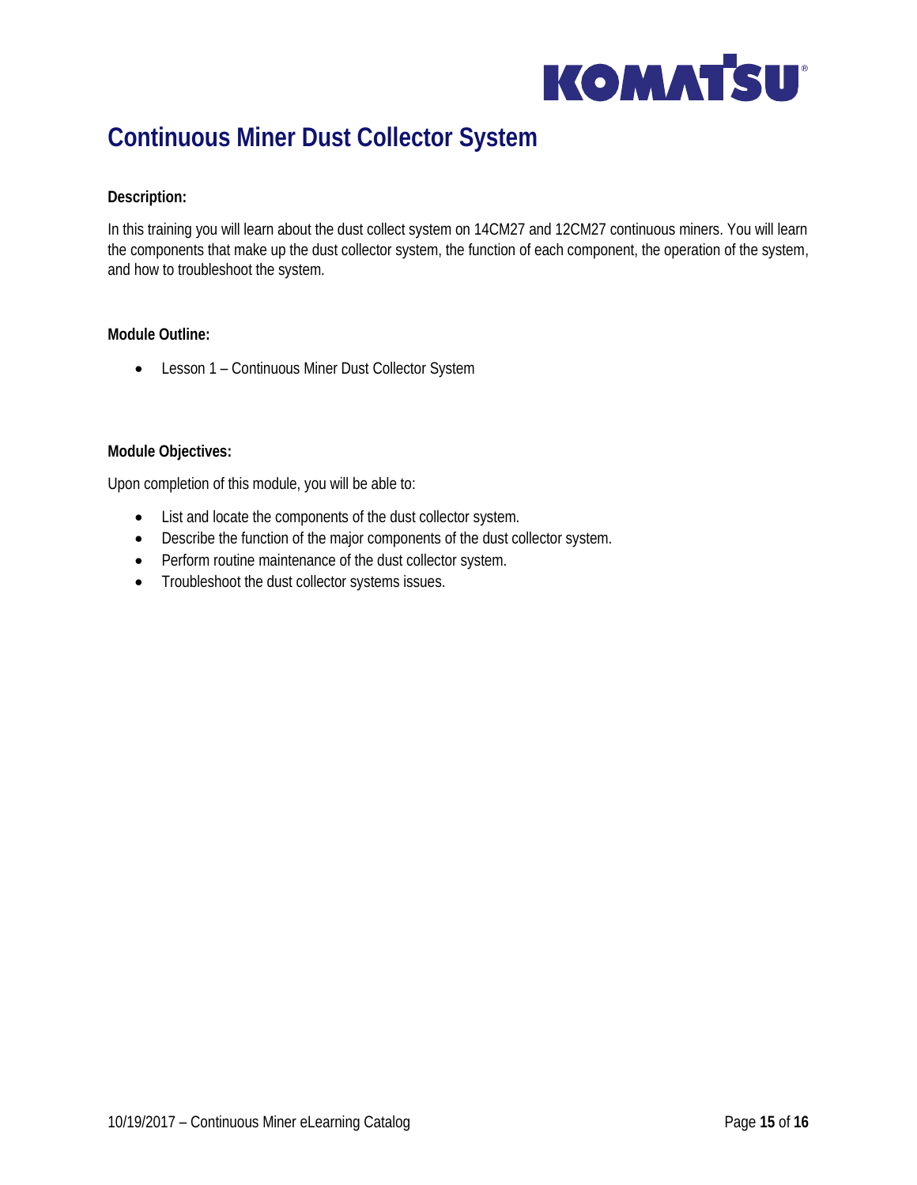# Continuous Miner Dust Collector System

**Description:**

In this training you will learn about the dust collect system on 14CM27 and 12CM27 continuous miners. You will learn the components that make up the dust collector system, the function of each component, the operation of the system, and how to troubleshoot the system.

**Module Outline:**

- Lesson 1 – Continuous Miner Dust Collector System

**Module Objectives:**

Upon completion of this module, you will be able to:

- List and locate the components of the dust collector system.
- Describe the function of the major components of the dust collector system.
- Perform routine maintenance of the dust collector system.
- Troubleshoot the dust collector systems issues.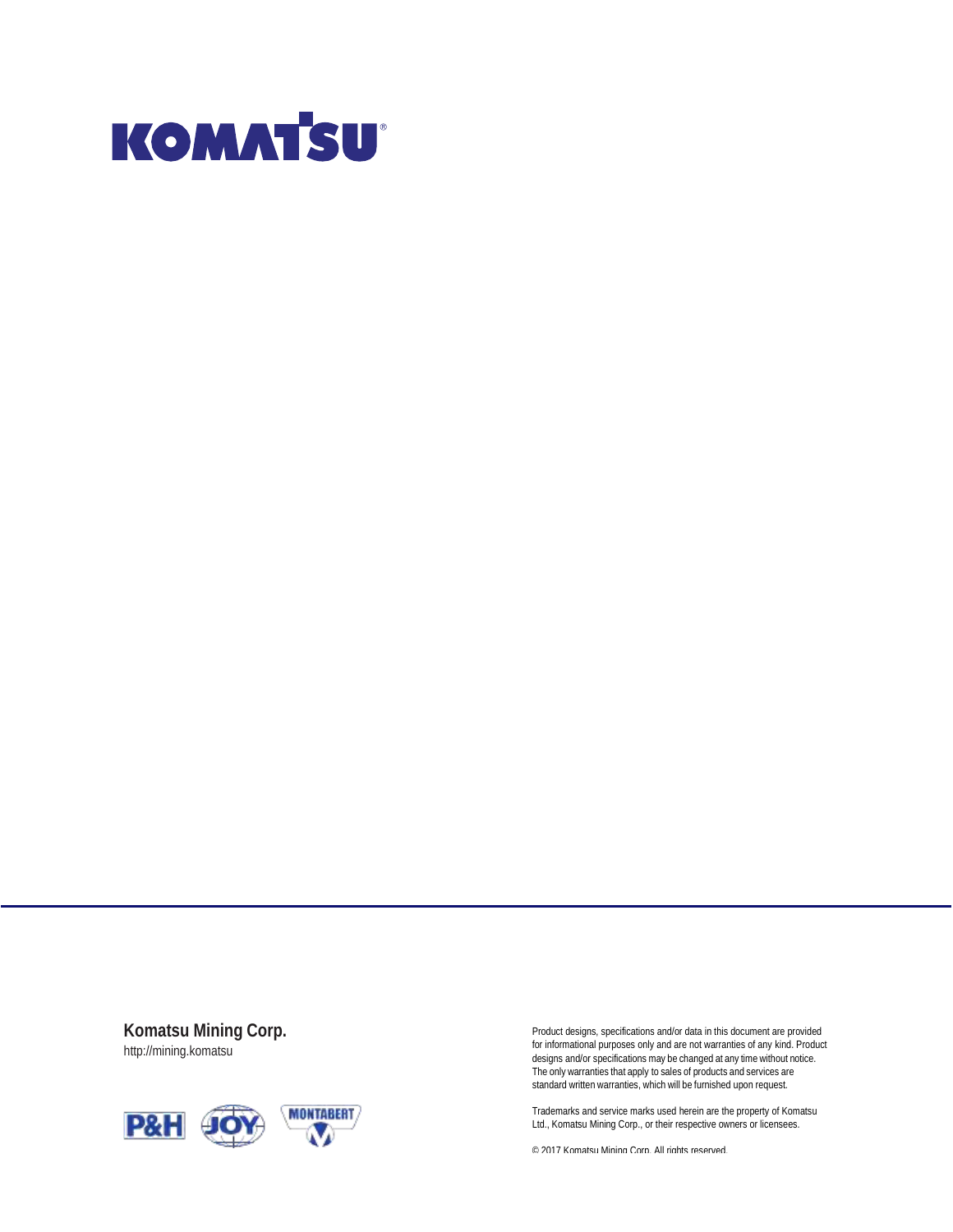KOMATSU®

**Komatsu Mining Corp.**
http://mining.komatsu

P&H JOY MONTABERT

Product designs, specifications and/or data in this document are provided for informational purposes only and are not warranties of any kind. Product designs and/or specifications may be changed at any time without notice. The only warranties that apply to sales of products and services are standard written warranties, which will be furnished upon request.

Trademarks and service marks used herein are the property of Komatsu Ltd., Komatsu Mining Corp., or their respective owners or licensees.

© 2017 Komatsu Mining Corp. All rights reserved.